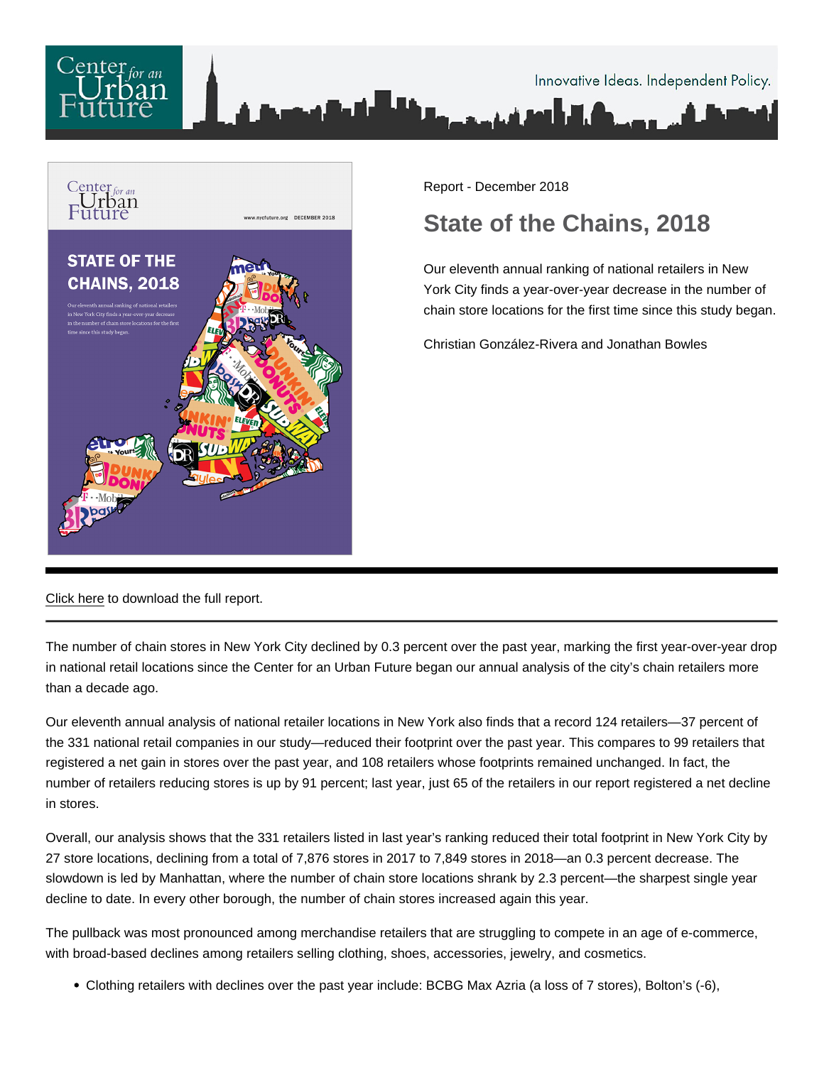Report - December 2018

# State of the Chains, 2018

Our eleventh annual ranking of national retailers in New York City finds a year-over-year decrease in the number of chain store locations for the first time since this study began.

Christian González-Rivera and Jonathan Bowles

---

Click here to download the full report.

---

The number of chain stores in New York City declined by 0.3 percent over the past year, marking the first year-over-year drop in national retail locations since the Center for an Urban Future began our annual analysis of the city's chain retailers more than a decade ago.

Our eleventh annual analysis of national retailer locations in New York also finds that a record 124 retailers—37 percent of the 331 national retail companies in our study—reduced their footprint over the past year. This compares to 99 retailers that registered a net gain in stores over the past year, and 108 retailers whose footprints remained unchanged. In fact, the number of retailers reducing stores is up by 91 percent; last year, just 65 of the retailers in our report registered a net decline in stores.

Overall, our analysis shows that the 331 retailers listed in last year's ranking reduced their total footprint in New York City by 27 store locations, declining from a total of 7,876 stores in 2017 to 7,849 stores in 2018—an 0.3 percent decrease. The slowdown is led by Manhattan, where the number of chain store locations shrank by 2.3 percent—the sharpest single year decline to date. In every other borough, the number of chain stores increased again this year.

The pullback was most pronounced among merchandise retailers that are struggling to compete in an age of e-commerce, with broad-based declines among retailers selling clothing, shoes, accessories, jewelry, and cosmetics.

- Clothing retailers with declines over the past year include: BCBG Max Azria (a loss of 7 stores), Bolton's (-6),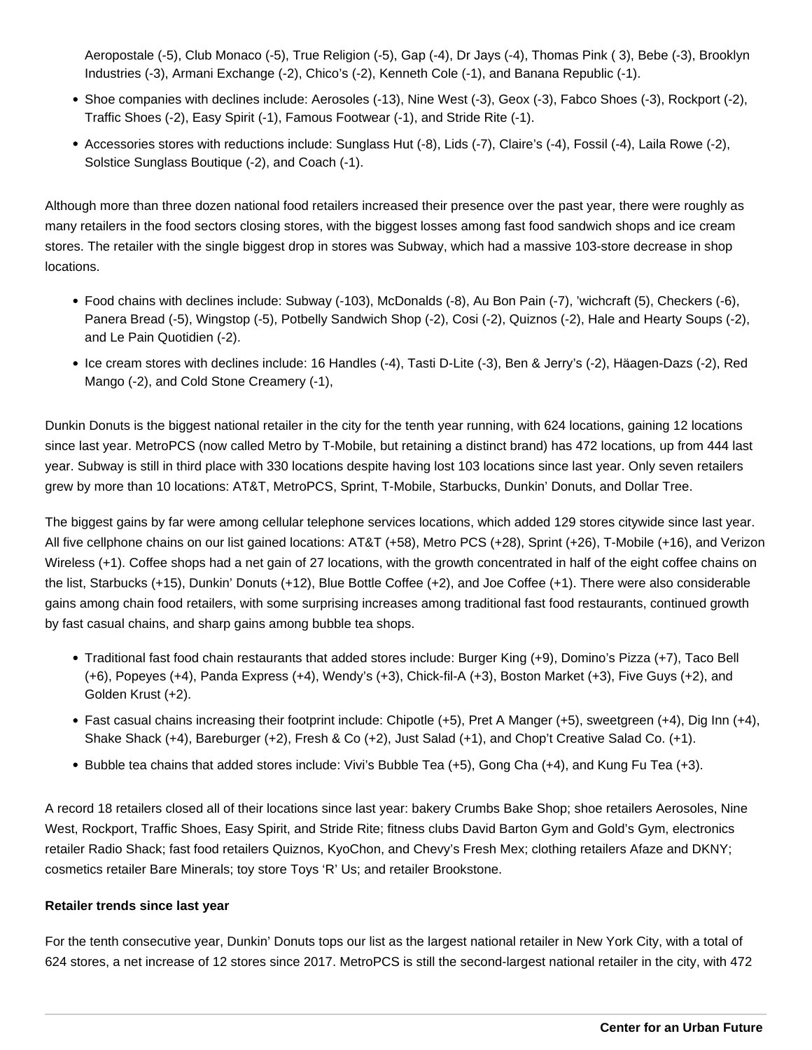Aeropostale (-5), Club Monaco (-5), True Religion (-5), Gap (-4), Dr Jays (-4), Thomas Pink ( 3), Bebe (-3), Brooklyn Industries (-3), Armani Exchange (-2), Chico's (-2), Kenneth Cole (-1), and Banana Republic (-1).

- Shoe companies with declines include: Aerosoles (-13), Nine West (-3), Geox (-3), Fabco Shoes (-3), Rockport (-2), Traffic Shoes (-2), Easy Spirit (-1), Famous Footwear (-1), and Stride Rite (-1).
- Accessories stores with reductions include: Sunglass Hut (-8), Lids (-7), Claire's (-4), Fossil (-4), Laila Rowe (-2), Solstice Sunglass Boutique (-2), and Coach (-1).

Although more than three dozen national food retailers increased their presence over the past year, there were roughly as many retailers in the food sectors closing stores, with the biggest losses among fast food sandwich shops and ice cream stores. The retailer with the single biggest drop in stores was Subway, which had a massive 103-store decrease in shop locations.

- Food chains with declines include: Subway (-103), McDonalds (-8), Au Bon Pain (-7), 'wichcraft (5), Checkers (-6), Panera Bread (-5), Wingstop (-5), Potbelly Sandwich Shop (-2), Cosi (-2), Quiznos (-2), Hale and Hearty Soups (-2), and Le Pain Quotidien (-2).
- Ice cream stores with declines include: 16 Handles (-4), Tasti D-Lite (-3), Ben & Jerry's (-2), Häagen-Dazs (-2), Red Mango (-2), and Cold Stone Creamery (-1),

Dunkin Donuts is the biggest national retailer in the city for the tenth year running, with 624 locations, gaining 12 locations since last year. MetroPCS (now called Metro by T-Mobile, but retaining a distinct brand) has 472 locations, up from 444 last year. Subway is still in third place with 330 locations despite having lost 103 locations since last year. Only seven retailers grew by more than 10 locations: AT&T, MetroPCS, Sprint, T-Mobile, Starbucks, Dunkin' Donuts, and Dollar Tree.

The biggest gains by far were among cellular telephone services locations, which added 129 stores citywide since last year. All five cellphone chains on our list gained locations: AT&T (+58), Metro PCS (+28), Sprint (+26), T-Mobile (+16), and Verizon Wireless (+1). Coffee shops had a net gain of 27 locations, with the growth concentrated in half of the eight coffee chains on the list, Starbucks (+15), Dunkin' Donuts (+12), Blue Bottle Coffee (+2), and Joe Coffee (+1). There were also considerable gains among chain food retailers, with some surprising increases among traditional fast food restaurants, continued growth by fast casual chains, and sharp gains among bubble tea shops.

- Traditional fast food chain restaurants that added stores include: Burger King (+9), Domino's Pizza (+7), Taco Bell (+6), Popeyes (+4), Panda Express (+4), Wendy's (+3), Chick-fil-A (+3), Boston Market (+3), Five Guys (+2), and Golden Krust (+2).
- Fast casual chains increasing their footprint include: Chipotle (+5), Pret A Manger (+5), sweetgreen (+4), Dig Inn (+4), Shake Shack (+4), Bareburger (+2), Fresh & Co (+2), Just Salad (+1), and Chop't Creative Salad Co. (+1).
- Bubble tea chains that added stores include: Vivi's Bubble Tea (+5), Gong Cha (+4), and Kung Fu Tea (+3).

A record 18 retailers closed all of their locations since last year: bakery Crumbs Bake Shop; shoe retailers Aerosoles, Nine West, Rockport, Traffic Shoes, Easy Spirit, and Stride Rite; fitness clubs David Barton Gym and Gold's Gym, electronics retailer Radio Shack; fast food retailers Quiznos, KyoChon, and Chevy's Fresh Mex; clothing retailers Afaze and DKNY; cosmetics retailer Bare Minerals; toy store Toys 'R' Us; and retailer Brookstone.

**Retailer trends since last year**

For the tenth consecutive year, Dunkin' Donuts tops our list as the largest national retailer in New York City, with a total of 624 stores, a net increase of 12 stores since 2017. MetroPCS is still the second-largest national retailer in the city, with 472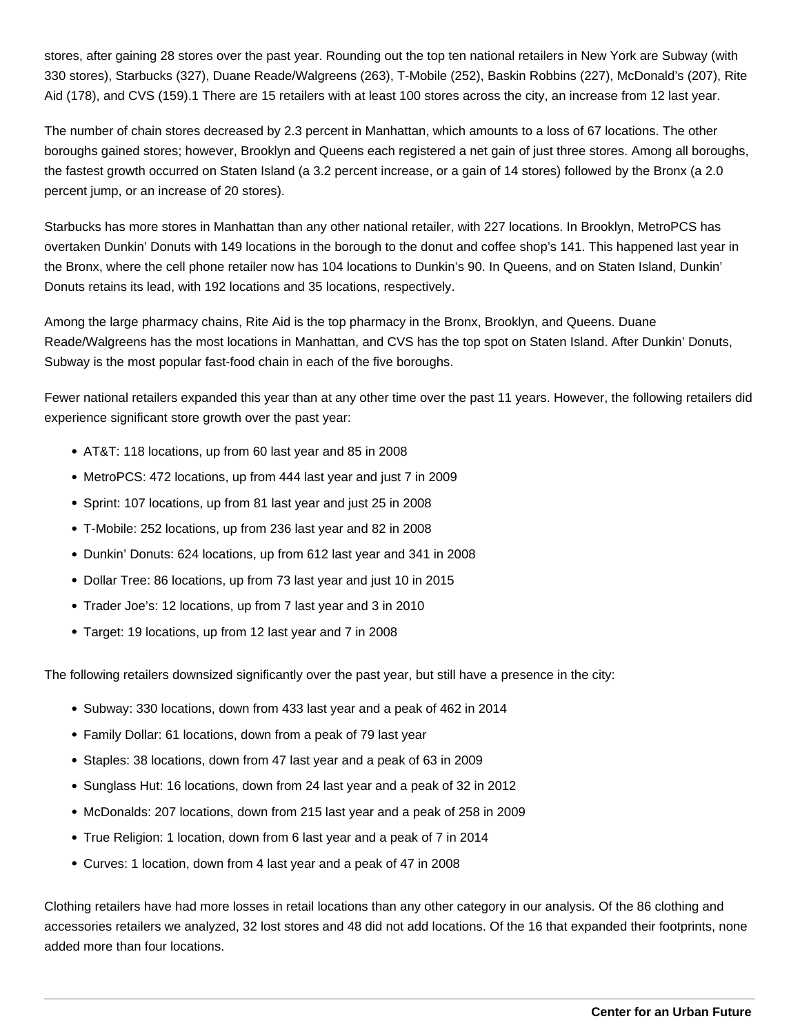stores, after gaining 28 stores over the past year. Rounding out the top ten national retailers in New York are Subway (with 330 stores), Starbucks (327), Duane Reade/Walgreens (263), T-Mobile (252), Baskin Robbins (227), McDonald's (207), Rite Aid (178), and CVS (159).1 There are 15 retailers with at least 100 stores across the city, an increase from 12 last year.

The number of chain stores decreased by 2.3 percent in Manhattan, which amounts to a loss of 67 locations. The other boroughs gained stores; however, Brooklyn and Queens each registered a net gain of just three stores. Among all boroughs, the fastest growth occurred on Staten Island (a 3.2 percent increase, or a gain of 14 stores) followed by the Bronx (a 2.0 percent jump, or an increase of 20 stores).

Starbucks has more stores in Manhattan than any other national retailer, with 227 locations. In Brooklyn, MetroPCS has overtaken Dunkin' Donuts with 149 locations in the borough to the donut and coffee shop's 141. This happened last year in the Bronx, where the cell phone retailer now has 104 locations to Dunkin's 90. In Queens, and on Staten Island, Dunkin' Donuts retains its lead, with 192 locations and 35 locations, respectively.

Among the large pharmacy chains, Rite Aid is the top pharmacy in the Bronx, Brooklyn, and Queens. Duane Reade/Walgreens has the most locations in Manhattan, and CVS has the top spot on Staten Island. After Dunkin' Donuts, Subway is the most popular fast-food chain in each of the five boroughs.

Fewer national retailers expanded this year than at any other time over the past 11 years. However, the following retailers did experience significant store growth over the past year:

- AT&T: 118 locations, up from 60 last year and 85 in 2008
- MetroPCS: 472 locations, up from 444 last year and just 7 in 2009
- Sprint: 107 locations, up from 81 last year and just 25 in 2008
- T-Mobile: 252 locations, up from 236 last year and 82 in 2008
- Dunkin' Donuts: 624 locations, up from 612 last year and 341 in 2008
- Dollar Tree: 86 locations, up from 73 last year and just 10 in 2015
- Trader Joe's: 12 locations, up from 7 last year and 3 in 2010
- Target: 19 locations, up from 12 last year and 7 in 2008

The following retailers downsized significantly over the past year, but still have a presence in the city:

- Subway: 330 locations, down from 433 last year and a peak of 462 in 2014
- Family Dollar: 61 locations, down from a peak of 79 last year
- Staples: 38 locations, down from 47 last year and a peak of 63 in 2009
- Sunglass Hut: 16 locations, down from 24 last year and a peak of 32 in 2012
- McDonalds: 207 locations, down from 215 last year and a peak of 258 in 2009
- True Religion: 1 location, down from 6 last year and a peak of 7 in 2014
- Curves: 1 location, down from 4 last year and a peak of 47 in 2008

Clothing retailers have had more losses in retail locations than any other category in our analysis. Of the 86 clothing and accessories retailers we analyzed, 32 lost stores and 48 did not add locations. Of the 16 that expanded their footprints, none added more than four locations.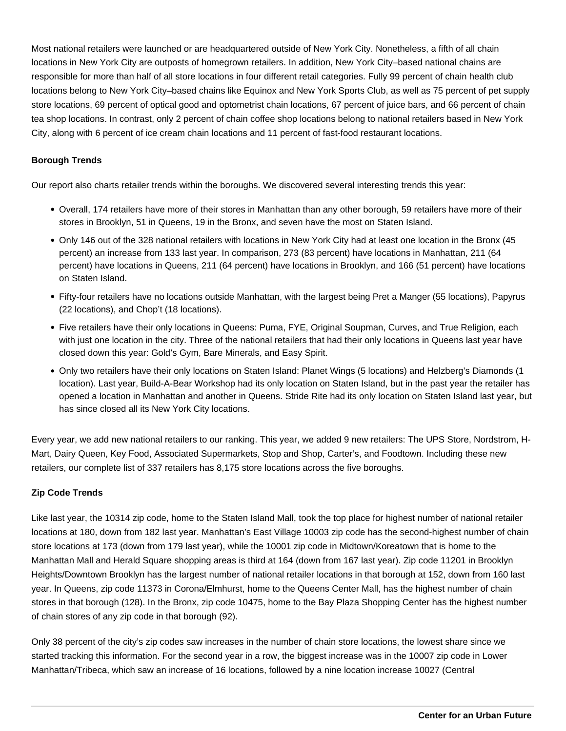Most national retailers were launched or are headquartered outside of New York City. Nonetheless, a fifth of all chain locations in New York City are outposts of homegrown retailers. In addition, New York City–based national chains are responsible for more than half of all store locations in four different retail categories. Fully 99 percent of chain health club locations belong to New York City–based chains like Equinox and New York Sports Club, as well as 75 percent of pet supply store locations, 69 percent of optical good and optometrist chain locations, 67 percent of juice bars, and 66 percent of chain tea shop locations. In contrast, only 2 percent of chain coffee shop locations belong to national retailers based in New York City, along with 6 percent of ice cream chain locations and 11 percent of fast-food restaurant locations.

**Borough Trends**

Our report also charts retailer trends within the boroughs. We discovered several interesting trends this year:

- Overall, 174 retailers have more of their stores in Manhattan than any other borough, 59 retailers have more of their stores in Brooklyn, 51 in Queens, 19 in the Bronx, and seven have the most on Staten Island.
- Only 146 out of the 328 national retailers with locations in New York City had at least one location in the Bronx (45 percent) an increase from 133 last year. In comparison, 273 (83 percent) have locations in Manhattan, 211 (64 percent) have locations in Queens, 211 (64 percent) have locations in Brooklyn, and 166 (51 percent) have locations on Staten Island.
- Fifty-four retailers have no locations outside Manhattan, with the largest being Pret a Manger (55 locations), Papyrus (22 locations), and Chop't (18 locations).
- Five retailers have their only locations in Queens: Puma, FYE, Original Soupman, Curves, and True Religion, each with just one location in the city. Three of the national retailers that had their only locations in Queens last year have closed down this year: Gold's Gym, Bare Minerals, and Easy Spirit.
- Only two retailers have their only locations on Staten Island: Planet Wings (5 locations) and Helzberg's Diamonds (1 location). Last year, Build-A-Bear Workshop had its only location on Staten Island, but in the past year the retailer has opened a location in Manhattan and another in Queens. Stride Rite had its only location on Staten Island last year, but has since closed all its New York City locations.

Every year, we add new national retailers to our ranking. This year, we added 9 new retailers: The UPS Store, Nordstrom, H-Mart, Dairy Queen, Key Food, Associated Supermarkets, Stop and Shop, Carter's, and Foodtown. Including these new retailers, our complete list of 337 retailers has 8,175 store locations across the five boroughs.

**Zip Code Trends**

Like last year, the 10314 zip code, home to the Staten Island Mall, took the top place for highest number of national retailer locations at 180, down from 182 last year. Manhattan's East Village 10003 zip code has the second-highest number of chain store locations at 173 (down from 179 last year), while the 10001 zip code in Midtown/Koreatown that is home to the Manhattan Mall and Herald Square shopping areas is third at 164 (down from 167 last year). Zip code 11201 in Brooklyn Heights/Downtown Brooklyn has the largest number of national retailer locations in that borough at 152, down from 160 last year. In Queens, zip code 11373 in Corona/Elmhurst, home to the Queens Center Mall, has the highest number of chain stores in that borough (128). In the Bronx, zip code 10475, home to the Bay Plaza Shopping Center has the highest number of chain stores of any zip code in that borough (92).

Only 38 percent of the city's zip codes saw increases in the number of chain store locations, the lowest share since we started tracking this information. For the second year in a row, the biggest increase was in the 10007 zip code in Lower Manhattan/Tribeca, which saw an increase of 16 locations, followed by a nine location increase 10027 (Central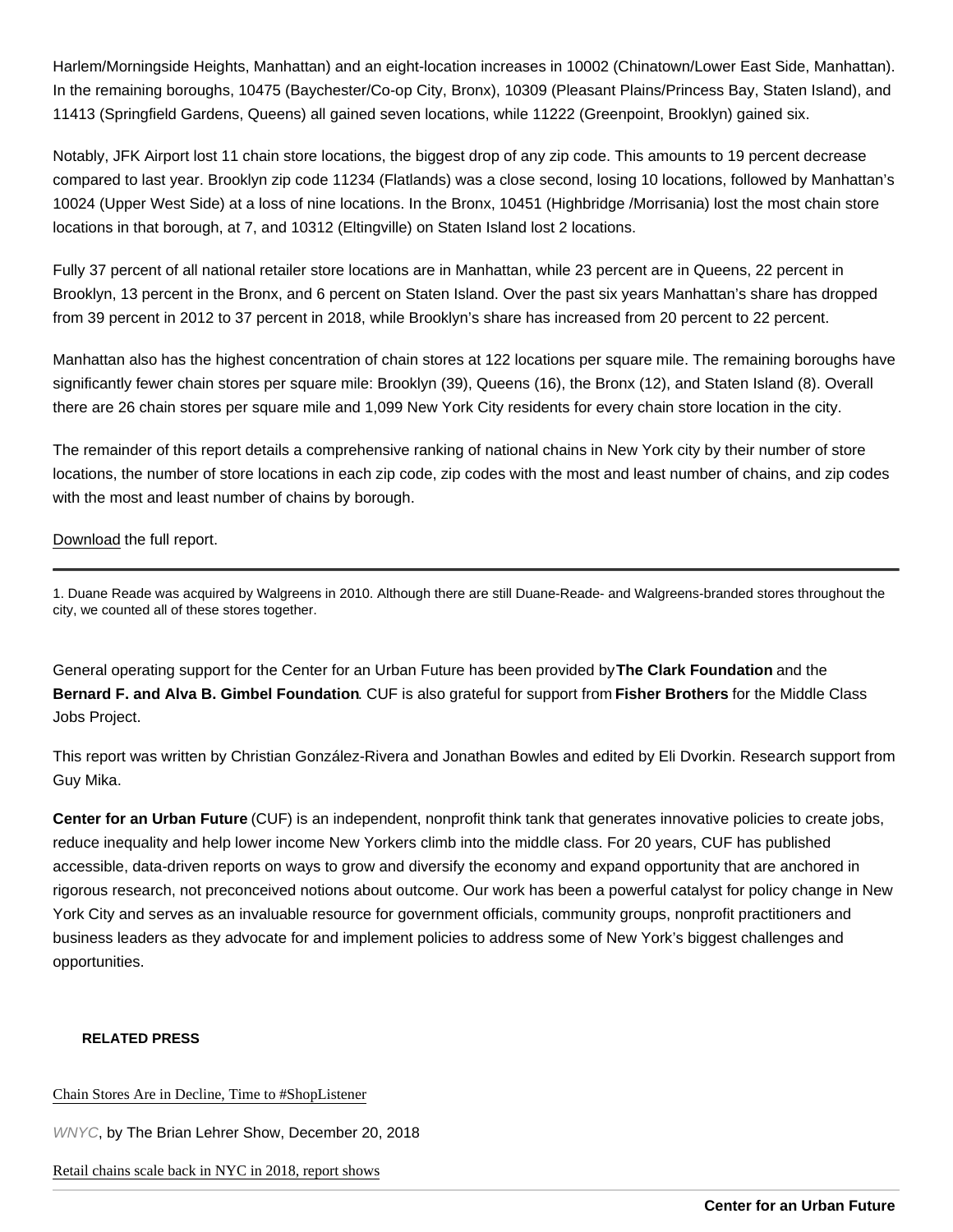Harlem/Morningside Heights, Manhattan) and an eight-location increases in 10002 (Chinatown/Lower East Side, Manhattan). In the remaining boroughs, 10475 (Baychester/Co-op City, Bronx), 10309 (Pleasant Plains/Princess Bay, Staten Island), and 11413 (Springfield Gardens, Queens) all gained seven locations, while 11222 (Greenpoint, Brooklyn) gained six.

Notably, JFK Airport lost 11 chain store locations, the biggest drop of any zip code. This amounts to 19 percent decrease compared to last year. Brooklyn zip code 11234 (Flatlands) was a close second, losing 10 locations, followed by Manhattan's 10024 (Upper West Side) at a loss of nine locations. In the Bronx, 10451 (Highbridge /Morrisania) lost the most chain store locations in that borough, at 7, and 10312 (Eltingville) on Staten Island lost 2 locations.

Fully 37 percent of all national retailer store locations are in Manhattan, while 23 percent are in Queens, 22 percent in Brooklyn, 13 percent in the Bronx, and 6 percent on Staten Island. Over the past six years Manhattan's share has dropped from 39 percent in 2012 to 37 percent in 2018, while Brooklyn's share has increased from 20 percent to 22 percent.

Manhattan also has the highest concentration of chain stores at 122 locations per square mile. The remaining boroughs have significantly fewer chain stores per square mile: Brooklyn (39), Queens (16), the Bronx (12), and Staten Island (8). Overall there are 26 chain stores per square mile and 1,099 New York City residents for every chain store location in the city.

The remainder of this report details a comprehensive ranking of national chains in New York city by their number of store locations, the number of store locations in each zip code, zip codes with the most and least number of chains, and zip codes with the most and least number of chains by borough.

Download the full report.

---

1. Duane Reade was acquired by Walgreens in 2010. Although there are still Duane-Reade- and Walgreens-branded stores throughout the city, we counted all of these stores together.

General operating support for the Center for an Urban Future has been provided by **The Clark Foundation** and the **Bernard F. and Alva B. Gimbel Foundation**. CUF is also grateful for support from **Fisher Brothers** for the Middle Class Jobs Project.

This report was written by Christian González-Rivera and Jonathan Bowles and edited by Eli Dvorkin. Research support from Guy Mika.

**Center for an Urban Future** (CUF) is an independent, nonprofit think tank that generates innovative policies to create jobs, reduce inequality and help lower income New Yorkers climb into the middle class. For 20 years, CUF has published accessible, data-driven reports on ways to grow and diversify the economy and expand opportunity that are anchored in rigorous research, not preconceived notions about outcome. Our work has been a powerful catalyst for policy change in New York City and serves as an invaluable resource for government officials, community groups, nonprofit practitioners and business leaders as they advocate for and implement policies to address some of New York's biggest challenges and opportunities.

**RELATED PRESS**

Chain Stores Are in Decline, Time to #ShopListener

*WNYC*, by The Brian Lehrer Show, December 20, 2018

Retail chains scale back in NYC in 2018, report shows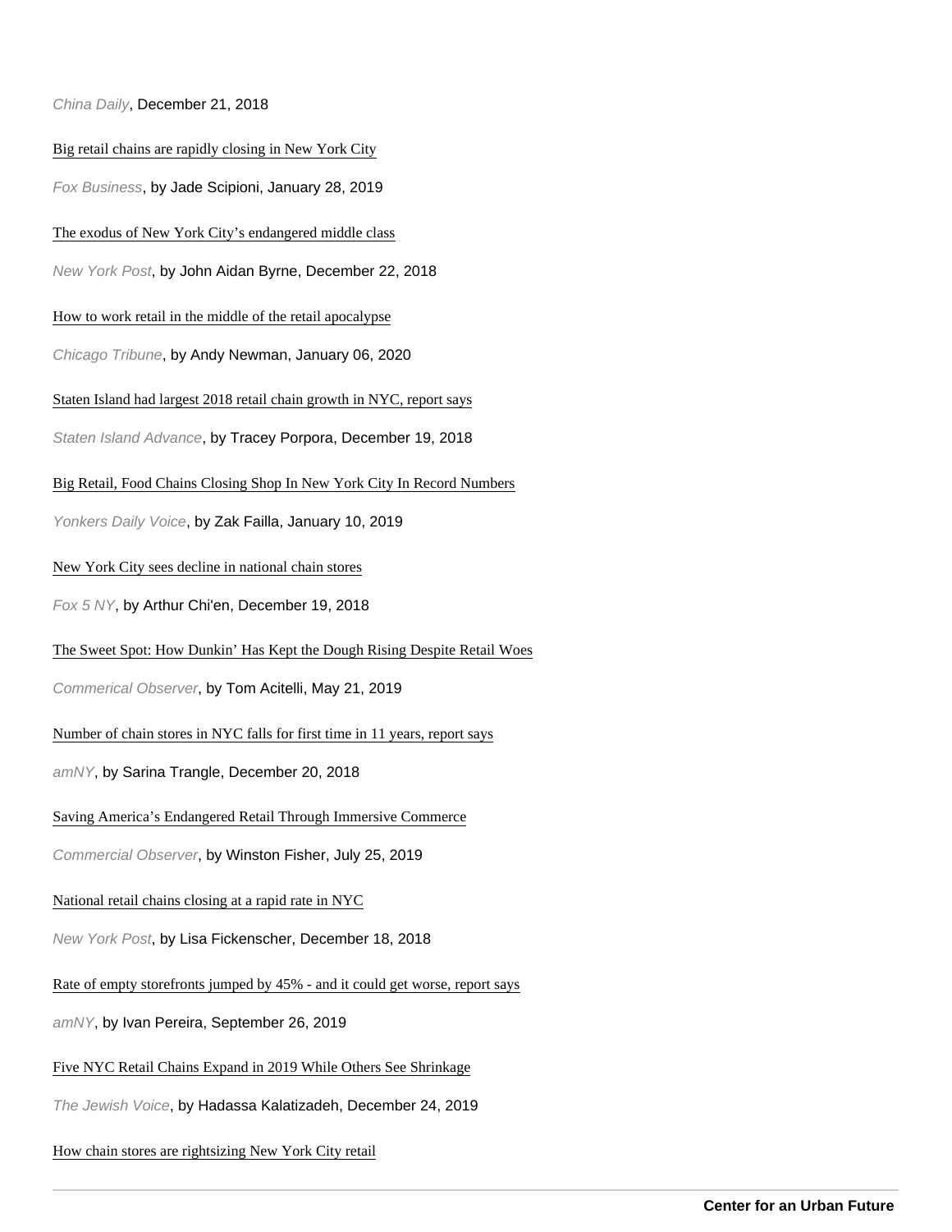*China Daily*, December 21, 2018

Big retail chains are rapidly closing in New York City

*Fox Business*, by Jade Scipioni, January 28, 2019

The exodus of New York City's endangered middle class

*New York Post*, by John Aidan Byrne, December 22, 2018

How to work retail in the middle of the retail apocalypse

*Chicago Tribune*, by Andy Newman, January 06, 2020

Staten Island had largest 2018 retail chain growth in NYC, report says

*Staten Island Advance*, by Tracey Porpora, December 19, 2018

Big Retail, Food Chains Closing Shop In New York City In Record Numbers

*Yonkers Daily Voice*, by Zak Failla, January 10, 2019

New York City sees decline in national chain stores

*Fox 5 NY*, by Arthur Chi'en, December 19, 2018

The Sweet Spot: How Dunkin' Has Kept the Dough Rising Despite Retail Woes

*Commerical Observer*, by Tom Acitelli, May 21, 2019

Number of chain stores in NYC falls for first time in 11 years, report says

*amNY*, by Sarina Trangle, December 20, 2018

Saving America's Endangered Retail Through Immersive Commerce

*Commercial Observer*, by Winston Fisher, July 25, 2019

National retail chains closing at a rapid rate in NYC

*New York Post*, by Lisa Fickenscher, December 18, 2018

Rate of empty storefronts jumped by 45% - and it could get worse, report says

*amNY*, by Ivan Pereira, September 26, 2019

Five NYC Retail Chains Expand in 2019 While Others See Shrinkage

*The Jewish Voice*, by Hadassa Kalatizadeh, December 24, 2019

How chain stores are rightsizing New York City retail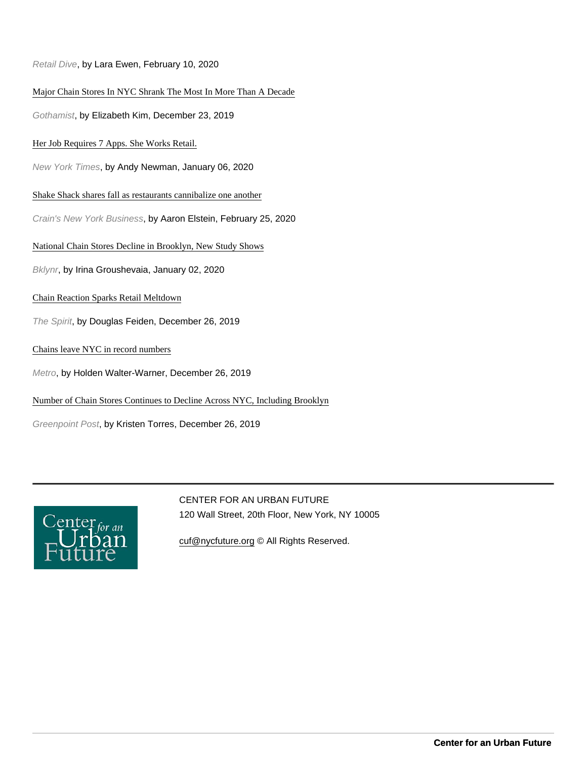*Retail Dive*, by Lara Ewen, February 10, 2020

Major Chain Stores In NYC Shrank The Most In More Than A Decade

*Gothamist*, by Elizabeth Kim, December 23, 2019

Her Job Requires 7 Apps. She Works Retail.

*New York Times*, by Andy Newman, January 06, 2020

Shake Shack shares fall as restaurants cannibalize one another

*Crain's New York Business*, by Aaron Elstein, February 25, 2020

National Chain Stores Decline in Brooklyn, New Study Shows

*Bklynr*, by Irina Groushevaia, January 02, 2020

Chain Reaction Sparks Retail Meltdown

*The Spirit*, by Douglas Feiden, December 26, 2019

Chains leave NYC in record numbers

*Metro*, by Holden Walter-Warner, December 26, 2019

Number of Chain Stores Continues to Decline Across NYC, Including Brooklyn

*Greenpoint Post*, by Kristen Torres, December 26, 2019

---

Center for an Urban Future

CENTER FOR AN URBAN FUTURE
120 Wall Street, 20th Floor, New York, NY 10005

cuf@nycfuture.org © All Rights Reserved.